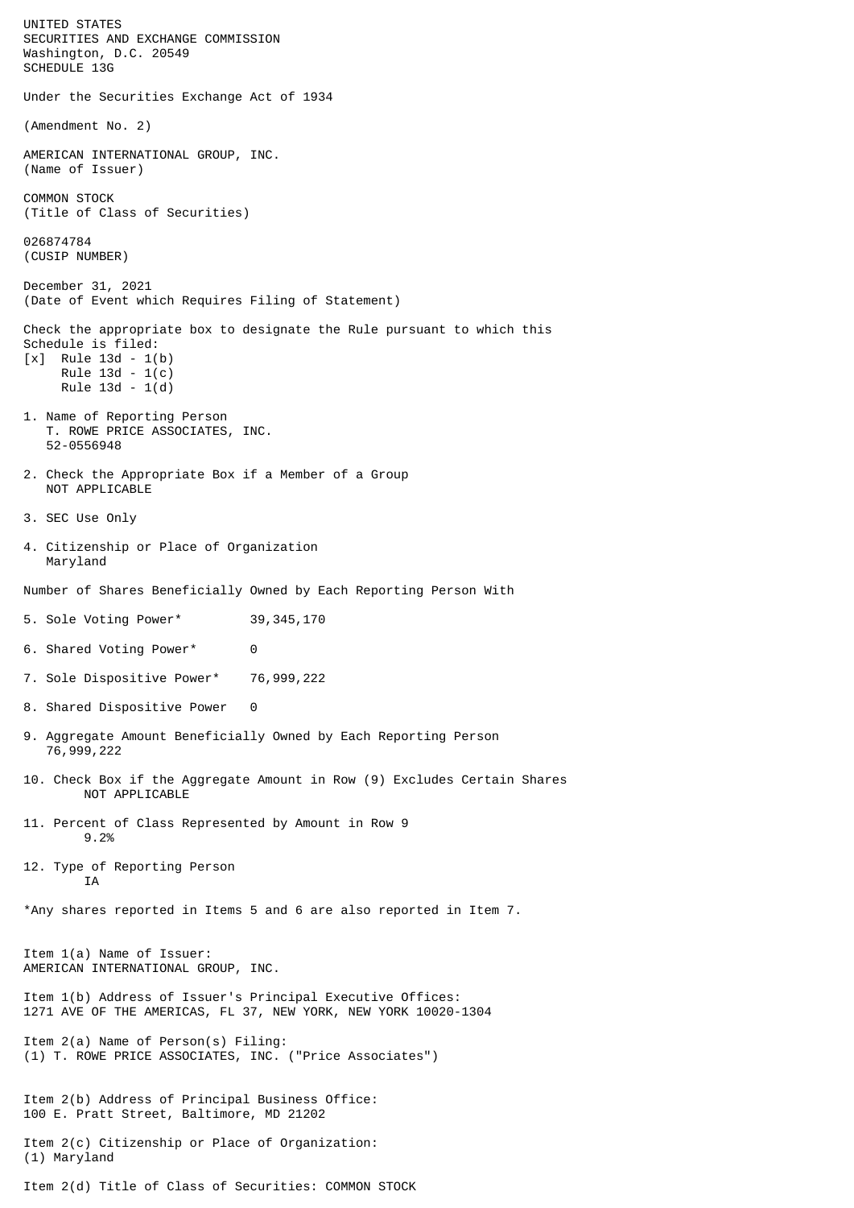UNITED STATES
SECURITIES AND EXCHANGE COMMISSION
Washington, D.C. 20549
SCHEDULE 13G

Under the Securities Exchange Act of 1934

(Amendment No. 2)

AMERICAN INTERNATIONAL GROUP, INC.
(Name of Issuer)

COMMON STOCK
(Title of Class of Securities)

026874784
(CUSIP NUMBER)

December 31, 2021
(Date of Event which Requires Filing of Statement)

Check the appropriate box to designate the Rule pursuant to which this Schedule is filed:

[x] Rule 13d - 1(b)
Rule 13d - 1(c)
Rule 13d - 1(d)

1. Name of Reporting Person
T. ROWE PRICE ASSOCIATES, INC.
52-0556948

2. Check the Appropriate Box if a Member of a Group
NOT APPLICABLE

3. SEC Use Only

4. Citizenship or Place of Organization
Maryland

Number of Shares Beneficially Owned by Each Reporting Person With

5. Sole Voting Power* 39,345,170

6. Shared Voting Power* 0

7. Sole Dispositive Power* 76,999,222

8. Shared Dispositive Power 0

9. Aggregate Amount Beneficially Owned by Each Reporting Person
76,999,222

10. Check Box if the Aggregate Amount in Row (9) Excludes Certain Shares
NOT APPLICABLE

11. Percent of Class Represented by Amount in Row 9
9.2%

12. Type of Reporting Person
IA

*Any shares reported in Items 5 and 6 are also reported in Item 7.

Item 1(a) Name of Issuer:
AMERICAN INTERNATIONAL GROUP, INC.

Item 1(b) Address of Issuer's Principal Executive Offices:
1271 AVE OF THE AMERICAS, FL 37, NEW YORK, NEW YORK 10020-1304

Item 2(a) Name of Person(s) Filing:
(1) T. ROWE PRICE ASSOCIATES, INC. ("Price Associates")

Item 2(b) Address of Principal Business Office:
100 E. Pratt Street, Baltimore, MD 21202

Item 2(c) Citizenship or Place of Organization:
(1) Maryland

Item 2(d) Title of Class of Securities: COMMON STOCK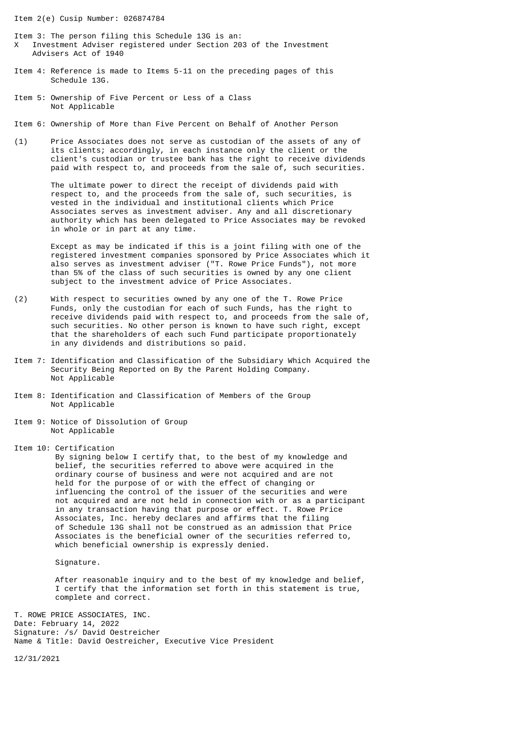Item 2(e) Cusip Number: 026874784

Item 3: The person filing this Schedule 13G is an:
X Investment Adviser registered under Section 203 of the Investment Advisers Act of 1940

Item 4: Reference is made to Items 5-11 on the preceding pages of this Schedule 13G.

Item 5: Ownership of Five Percent or Less of a Class
Not Applicable

Item 6: Ownership of More than Five Percent on Behalf of Another Person

(1) Price Associates does not serve as custodian of the assets of any of its clients; accordingly, in each instance only the client or the client's custodian or trustee bank has the right to receive dividends paid with respect to, and proceeds from the sale of, such securities.

The ultimate power to direct the receipt of dividends paid with respect to, and the proceeds from the sale of, such securities, is vested in the individual and institutional clients which Price Associates serves as investment adviser. Any and all discretionary authority which has been delegated to Price Associates may be revoked in whole or in part at any time.

Except as may be indicated if this is a joint filing with one of the registered investment companies sponsored by Price Associates which it also serves as investment adviser ("T. Rowe Price Funds"), not more than 5% of the class of such securities is owned by any one client subject to the investment advice of Price Associates.

(2) With respect to securities owned by any one of the T. Rowe Price Funds, only the custodian for each of such Funds, has the right to receive dividends paid with respect to, and proceeds from the sale of, such securities. No other person is known to have such right, except that the shareholders of each such Fund participate proportionately in any dividends and distributions so paid.

Item 7: Identification and Classification of the Subsidiary Which Acquired the Security Being Reported on By the Parent Holding Company.
Not Applicable

Item 8: Identification and Classification of Members of the Group
Not Applicable

Item 9: Notice of Dissolution of Group
Not Applicable

Item 10: Certification
By signing below I certify that, to the best of my knowledge and belief, the securities referred to above were acquired in the ordinary course of business and were not acquired and are not held for the purpose of or with the effect of changing or influencing the control of the issuer of the securities and were not acquired and are not held in connection with or as a participant in any transaction having that purpose or effect. T. Rowe Price Associates, Inc. hereby declares and affirms that the filing of Schedule 13G shall not be construed as an admission that Price Associates is the beneficial owner of the securities referred to, which beneficial ownership is expressly denied.

Signature.

After reasonable inquiry and to the best of my knowledge and belief, I certify that the information set forth in this statement is true, complete and correct.

T. ROWE PRICE ASSOCIATES, INC.
Date: February 14, 2022
Signature: /s/ David Oestreicher
Name & Title: David Oestreicher, Executive Vice President

12/31/2021